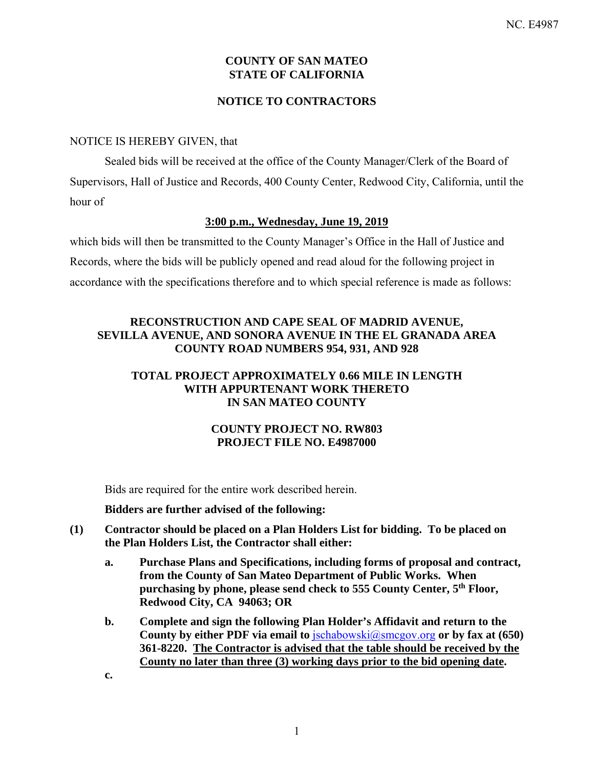# COUNTY OF SAN MATEO
# STATE OF CALIFORNIA

## NOTICE TO CONTRACTORS

NOTICE IS HEREBY GIVEN, that

Sealed bids will be received at the office of the County Manager/Clerk of the Board of Supervisors, Hall of Justice and Records, 400 County Center, Redwood City, California, until the hour of

**3:00 p.m., Wednesday, June 19, 2019**

which bids will then be transmitted to the County Manager's Office in the Hall of Justice and Records, where the bids will be publicly opened and read aloud for the following project in accordance with the specifications therefore and to which special reference is made as follows:

**RECONSTRUCTION AND CAPE SEAL OF MADRID AVENUE, SEVILLA AVENUE, AND SONORA AVENUE IN THE EL GRANADA AREA COUNTY ROAD NUMBERS 954, 931, AND 928**

**TOTAL PROJECT APPROXIMATELY 0.66 MILE IN LENGTH WITH APPURTENANT WORK THERETO IN SAN MATEO COUNTY**

**COUNTY PROJECT NO. RW803**
**PROJECT FILE NO. E4987000**

Bids are required for the entire work described herein.

**Bidders are further advised of the following:**

**(1) Contractor should be placed on a Plan Holders List for bidding. To be placed on the Plan Holders List, the Contractor shall either:**

**a. Purchase Plans and Specifications, including forms of proposal and contract, from the County of San Mateo Department of Public Works. When purchasing by phone, please send check to 555 County Center, 5th Floor, Redwood City, CA 94063; OR**

**b. Complete and sign the following Plan Holder's Affidavit and return to the County by either PDF via email to jschabowski@smcgov.org or by fax at (650) 361-8220. The Contractor is advised that the table should be received by the County no later than three (3) working days prior to the bid opening date.**

**c.**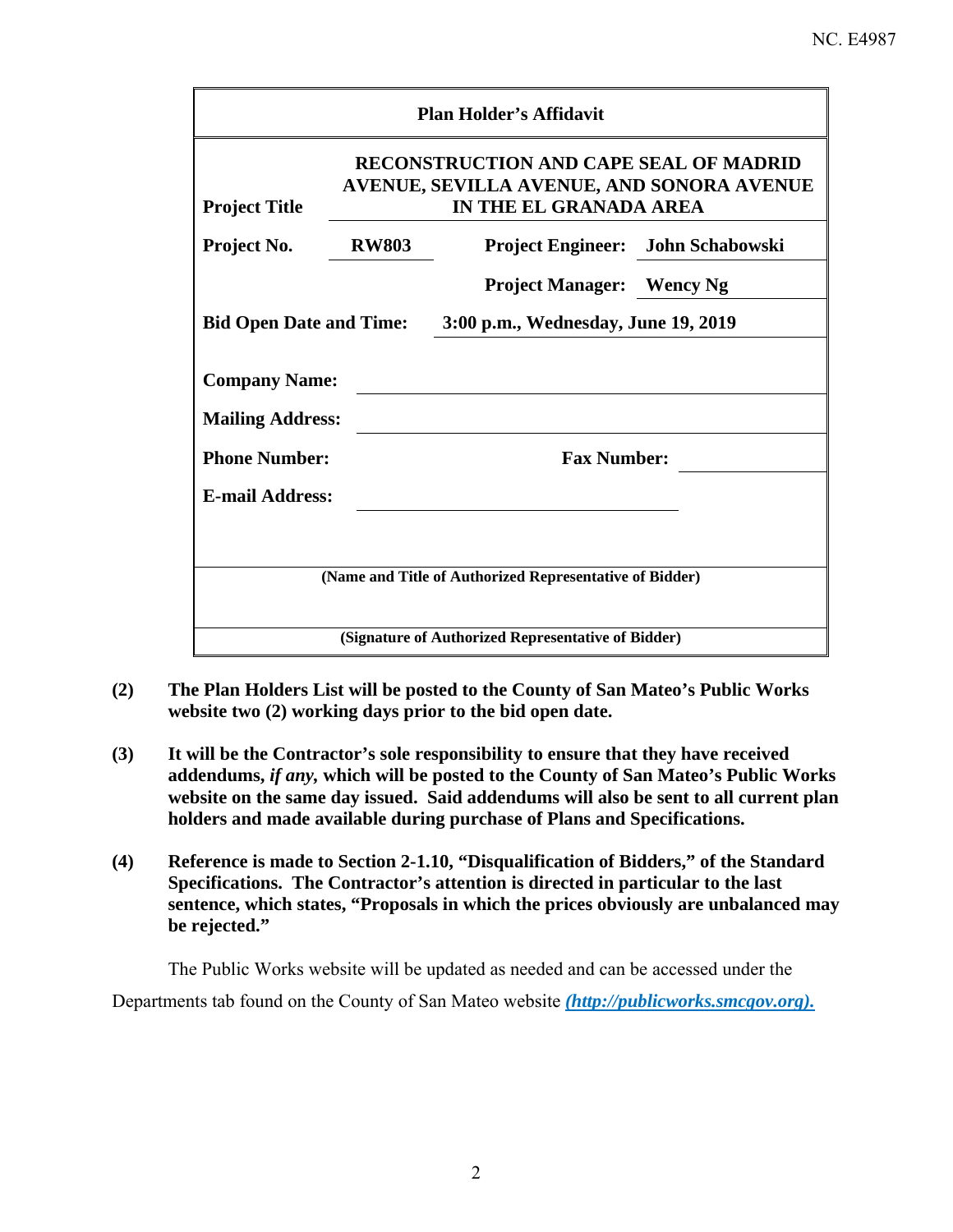NC. E4987

| **Plan Holder's Affidavit** | | | |
|---|---|---|---|
| **Project Title** | **RECONSTRUCTION AND CAPE SEAL OF MADRID AVENUE, SEVILLA AVENUE, AND SONORA AVENUE IN THE EL GRANADA AREA** | | |
| **Project No.** | **RW803** | **Project Engineer:** | **John Schabowski** |
| | | **Project Manager:** | **Wency Ng** |
| **Bid Open Date and Time:** | **3:00 p.m., Wednesday, June 19, 2019** | | |
| **Company Name:** | | | |
| **Mailing Address:** | | | |
| **Phone Number:** | | **Fax Number:** | |
| **E-mail Address:** | | | |
| **(Name and Title of Authorized Representative of Bidder)** | | | |
| **(Signature of Authorized Representative of Bidder)** | | | |

**(2)** **The Plan Holders List will be posted to the County of San Mateo's Public Works website two (2) working days prior to the bid open date.**

**(3)** **It will be the Contractor's sole responsibility to ensure that they have received addendums, *if any*, which will be posted to the County of San Mateo's Public Works website on the same day issued. Said addendums will also be sent to all current plan holders and made available during purchase of Plans and Specifications.**

**(4)** **Reference is made to Section 2-1.10, "Disqualification of Bidders," of the Standard Specifications. The Contractor's attention is directed in particular to the last sentence, which states, "Proposals in which the prices obviously are unbalanced may be rejected."**

The Public Works website will be updated as needed and can be accessed under the Departments tab found on the County of San Mateo website ***(http://publicworks.smcgov.org).***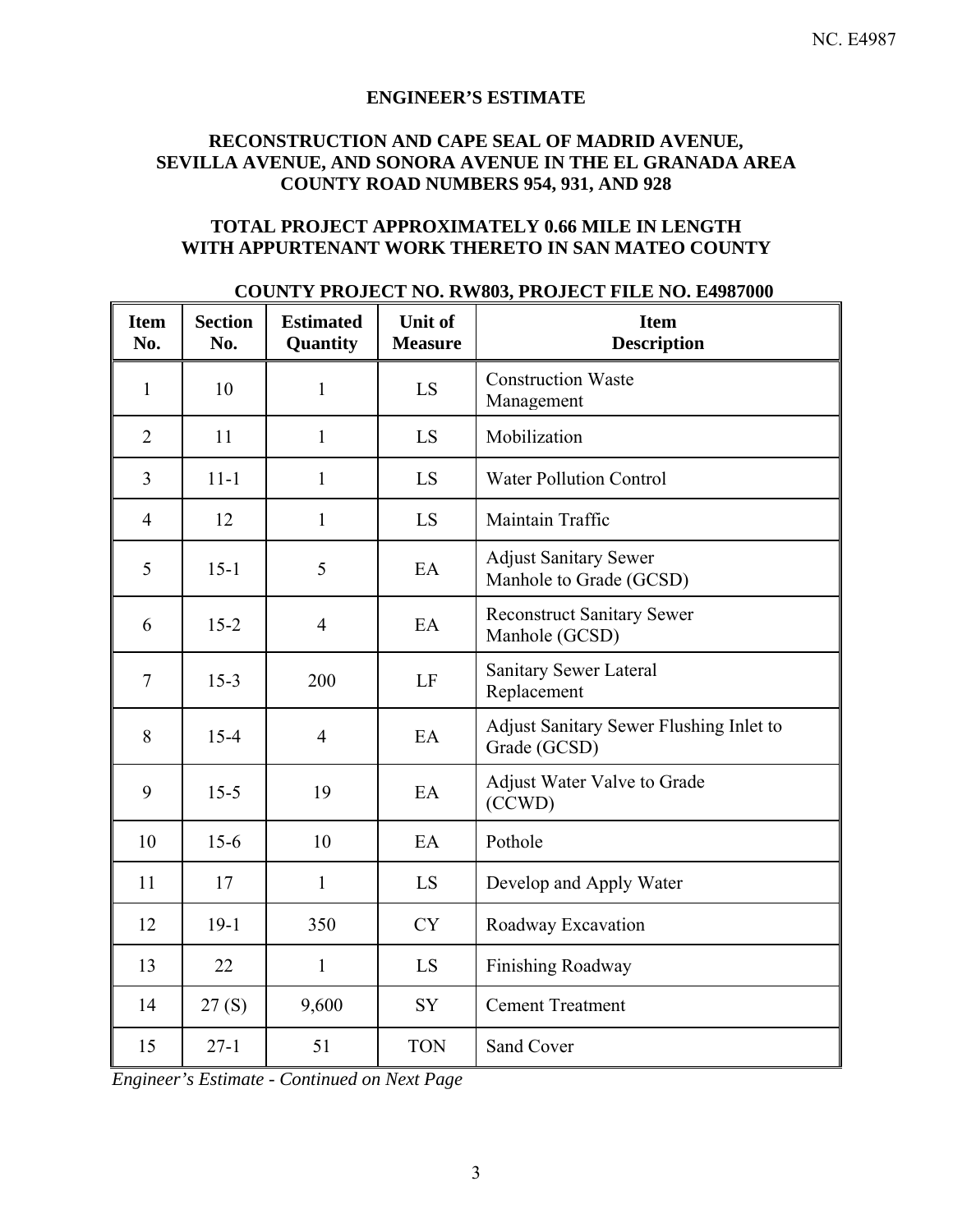## ENGINEER'S ESTIMATE

### RECONSTRUCTION AND CAPE SEAL OF MADRID AVENUE, SEVILLA AVENUE, AND SONORA AVENUE IN THE EL GRANADA AREA COUNTY ROAD NUMBERS 954, 931, AND 928

### TOTAL PROJECT APPROXIMATELY 0.66 MILE IN LENGTH WITH APPURTENANT WORK THERETO IN SAN MATEO COUNTY

**COUNTY PROJECT NO. RW803, PROJECT FILE NO. E4987000**

| Item No. | Section No. | Estimated Quantity | Unit of Measure | Item Description |
|---|---|---|---|---|
| 1 | 10 | 1 | LS | Construction Waste Management |
| 2 | 11 | 1 | LS | Mobilization |
| 3 | 11-1 | 1 | LS | Water Pollution Control |
| 4 | 12 | 1 | LS | Maintain Traffic |
| 5 | 15-1 | 5 | EA | Adjust Sanitary Sewer Manhole to Grade (GCSD) |
| 6 | 15-2 | 4 | EA | Reconstruct Sanitary Sewer Manhole (GCSD) |
| 7 | 15-3 | 200 | LF | Sanitary Sewer Lateral Replacement |
| 8 | 15-4 | 4 | EA | Adjust Sanitary Sewer Flushing Inlet to Grade (GCSD) |
| 9 | 15-5 | 19 | EA | Adjust Water Valve to Grade (CCWD) |
| 10 | 15-6 | 10 | EA | Pothole |
| 11 | 17 | 1 | LS | Develop and Apply Water |
| 12 | 19-1 | 350 | CY | Roadway Excavation |
| 13 | 22 | 1 | LS | Finishing Roadway |
| 14 | 27 (S) | 9,600 | SY | Cement Treatment |
| 15 | 27-1 | 51 | TON | Sand Cover |

*Engineer's Estimate - Continued on Next Page*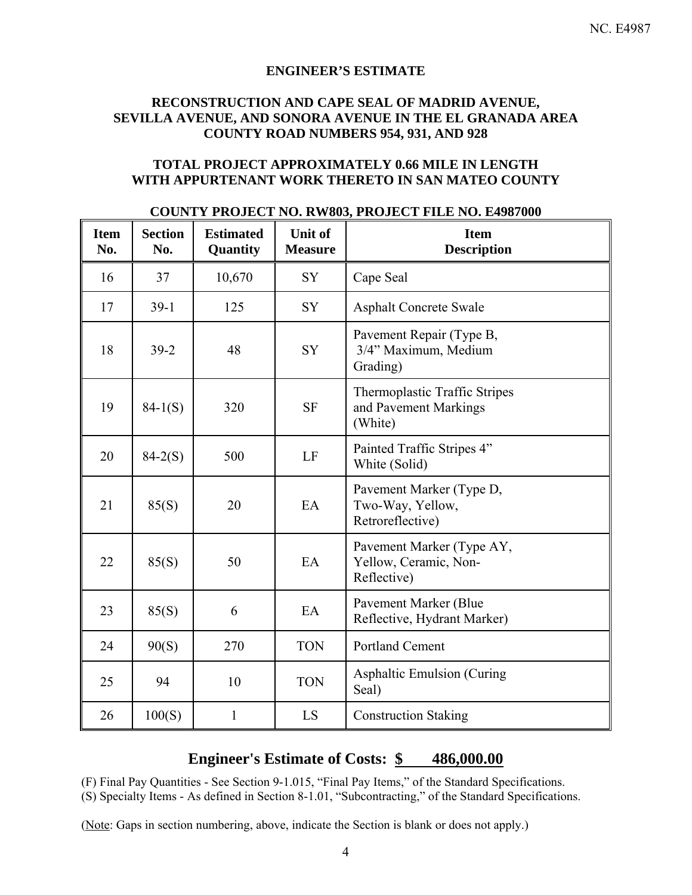NC. E4987

**ENGINEER'S ESTIMATE**

**RECONSTRUCTION AND CAPE SEAL OF MADRID AVENUE, SEVILLA AVENUE, AND SONORA AVENUE IN THE EL GRANADA AREA COUNTY ROAD NUMBERS 954, 931, AND 928**

**TOTAL PROJECT APPROXIMATELY 0.66 MILE IN LENGTH WITH APPURTENANT WORK THERETO IN SAN MATEO COUNTY**

**COUNTY PROJECT NO. RW803, PROJECT FILE NO. E4987000**

| Item No. | Section No. | Estimated Quantity | Unit of Measure | Item Description |
|---|---|---|---|---|
| 16 | 37 | 10,670 | SY | Cape Seal |
| 17 | 39-1 | 125 | SY | Asphalt Concrete Swale |
| 18 | 39-2 | 48 | SY | Pavement Repair (Type B, 3/4" Maximum, Medium Grading) |
| 19 | 84-1(S) | 320 | SF | Thermoplastic Traffic Stripes and Pavement Markings (White) |
| 20 | 84-2(S) | 500 | LF | Painted Traffic Stripes 4" White (Solid) |
| 21 | 85(S) | 20 | EA | Pavement Marker (Type D, Two-Way, Yellow, Retroreflective) |
| 22 | 85(S) | 50 | EA | Pavement Marker (Type AY, Yellow, Ceramic, Non-Reflective) |
| 23 | 85(S) | 6 | EA | Pavement Marker (Blue Reflective, Hydrant Marker) |
| 24 | 90(S) | 270 | TON | Portland Cement |
| 25 | 94 | 10 | TON | Asphaltic Emulsion (Curing Seal) |
| 26 | 100(S) | 1 | LS | Construction Staking |

## Engineer's Estimate of Costs: $ 486,000.00

(F) Final Pay Quantities - See Section 9-1.015, "Final Pay Items," of the Standard Specifications.
(S) Specialty Items - As defined in Section 8-1.01, "Subcontracting," of the Standard Specifications.

(Note: Gaps in section numbering, above, indicate the Section is blank or does not apply.)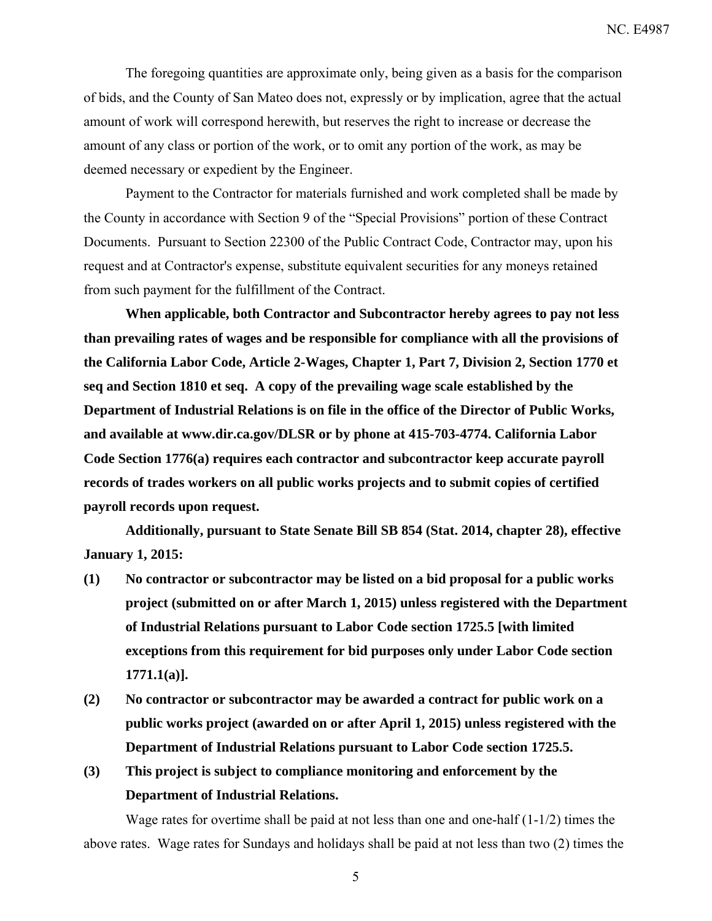The foregoing quantities are approximate only, being given as a basis for the comparison of bids, and the County of San Mateo does not, expressly or by implication, agree that the actual amount of work will correspond herewith, but reserves the right to increase or decrease the amount of any class or portion of the work, or to omit any portion of the work, as may be deemed necessary or expedient by the Engineer.

Payment to the Contractor for materials furnished and work completed shall be made by the County in accordance with Section 9 of the "Special Provisions" portion of these Contract Documents. Pursuant to Section 22300 of the Public Contract Code, Contractor may, upon his request and at Contractor's expense, substitute equivalent securities for any moneys retained from such payment for the fulfillment of the Contract.

**When applicable, both Contractor and Subcontractor hereby agrees to pay not less than prevailing rates of wages and be responsible for compliance with all the provisions of the California Labor Code, Article 2-Wages, Chapter 1, Part 7, Division 2, Section 1770 et seq and Section 1810 et seq. A copy of the prevailing wage scale established by the Department of Industrial Relations is on file in the office of the Director of Public Works, and available at www.dir.ca.gov/DLSR or by phone at 415-703-4774. California Labor Code Section 1776(a) requires each contractor and subcontractor keep accurate payroll records of trades workers on all public works projects and to submit copies of certified payroll records upon request.**

**Additionally, pursuant to State Senate Bill SB 854 (Stat. 2014, chapter 28), effective January 1, 2015:**

**(1) No contractor or subcontractor may be listed on a bid proposal for a public works project (submitted on or after March 1, 2015) unless registered with the Department of Industrial Relations pursuant to Labor Code section 1725.5 [with limited exceptions from this requirement for bid purposes only under Labor Code section 1771.1(a)].**

**(2) No contractor or subcontractor may be awarded a contract for public work on a public works project (awarded on or after April 1, 2015) unless registered with the Department of Industrial Relations pursuant to Labor Code section 1725.5.**

**(3) This project is subject to compliance monitoring and enforcement by the Department of Industrial Relations.**

Wage rates for overtime shall be paid at not less than one and one-half (1-1/2) times the above rates. Wage rates for Sundays and holidays shall be paid at not less than two (2) times the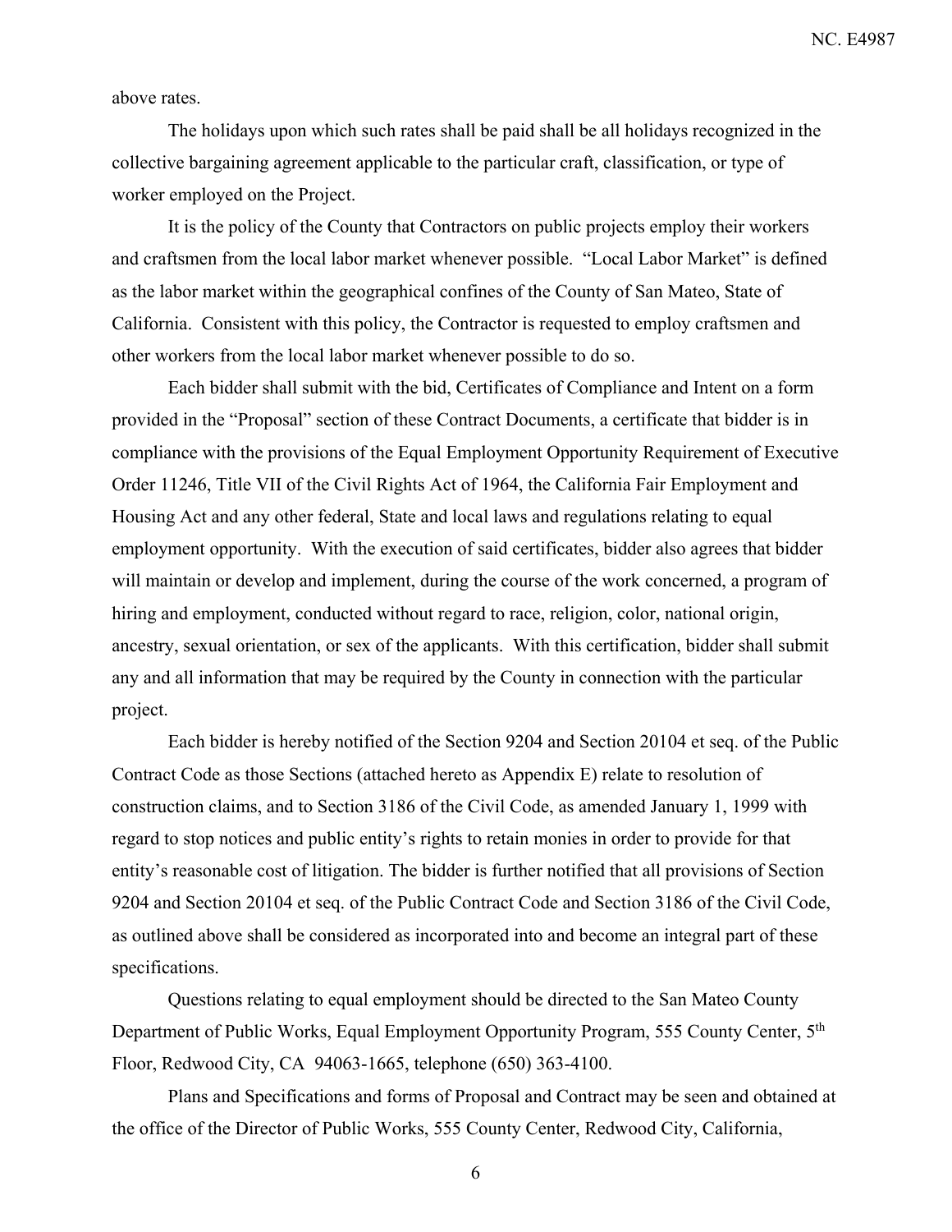above rates.

The holidays upon which such rates shall be paid shall be all holidays recognized in the collective bargaining agreement applicable to the particular craft, classification, or type of worker employed on the Project.

It is the policy of the County that Contractors on public projects employ their workers and craftsmen from the local labor market whenever possible. "Local Labor Market" is defined as the labor market within the geographical confines of the County of San Mateo, State of California. Consistent with this policy, the Contractor is requested to employ craftsmen and other workers from the local labor market whenever possible to do so.

Each bidder shall submit with the bid, Certificates of Compliance and Intent on a form provided in the "Proposal" section of these Contract Documents, a certificate that bidder is in compliance with the provisions of the Equal Employment Opportunity Requirement of Executive Order 11246, Title VII of the Civil Rights Act of 1964, the California Fair Employment and Housing Act and any other federal, State and local laws and regulations relating to equal employment opportunity. With the execution of said certificates, bidder also agrees that bidder will maintain or develop and implement, during the course of the work concerned, a program of hiring and employment, conducted without regard to race, religion, color, national origin, ancestry, sexual orientation, or sex of the applicants. With this certification, bidder shall submit any and all information that may be required by the County in connection with the particular project.

Each bidder is hereby notified of the Section 9204 and Section 20104 et seq. of the Public Contract Code as those Sections (attached hereto as Appendix E) relate to resolution of construction claims, and to Section 3186 of the Civil Code, as amended January 1, 1999 with regard to stop notices and public entity's rights to retain monies in order to provide for that entity's reasonable cost of litigation. The bidder is further notified that all provisions of Section 9204 and Section 20104 et seq. of the Public Contract Code and Section 3186 of the Civil Code, as outlined above shall be considered as incorporated into and become an integral part of these specifications.

Questions relating to equal employment should be directed to the San Mateo County Department of Public Works, Equal Employment Opportunity Program, 555 County Center, 5th Floor, Redwood City, CA 94063-1665, telephone (650) 363-4100.

Plans and Specifications and forms of Proposal and Contract may be seen and obtained at the office of the Director of Public Works, 555 County Center, Redwood City, California,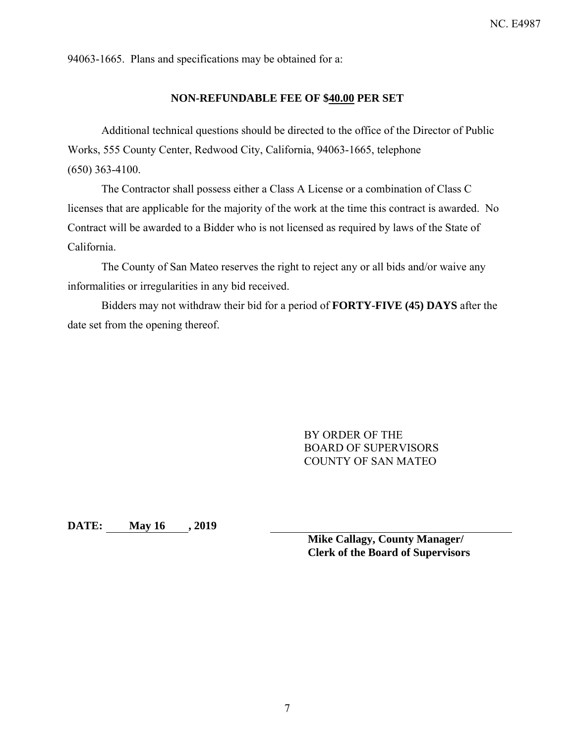94063-1665. Plans and specifications may be obtained for a:

**NON-REFUNDABLE FEE OF $40.00 PER SET**

Additional technical questions should be directed to the office of the Director of Public Works, 555 County Center, Redwood City, California, 94063-1665, telephone (650) 363-4100.

The Contractor shall possess either a Class A License or a combination of Class C licenses that are applicable for the majority of the work at the time this contract is awarded. No Contract will be awarded to a Bidder who is not licensed as required by laws of the State of California.

The County of San Mateo reserves the right to reject any or all bids and/or waive any informalities or irregularities in any bid received.

Bidders may not withdraw their bid for a period of **FORTY-FIVE (45) DAYS** after the date set from the opening thereof.

BY ORDER OF THE
BOARD OF SUPERVISORS
COUNTY OF SAN MATEO

**DATE: May 16, 2019**

**Mike Callagy, County Manager/**
**Clerk of the Board of Supervisors**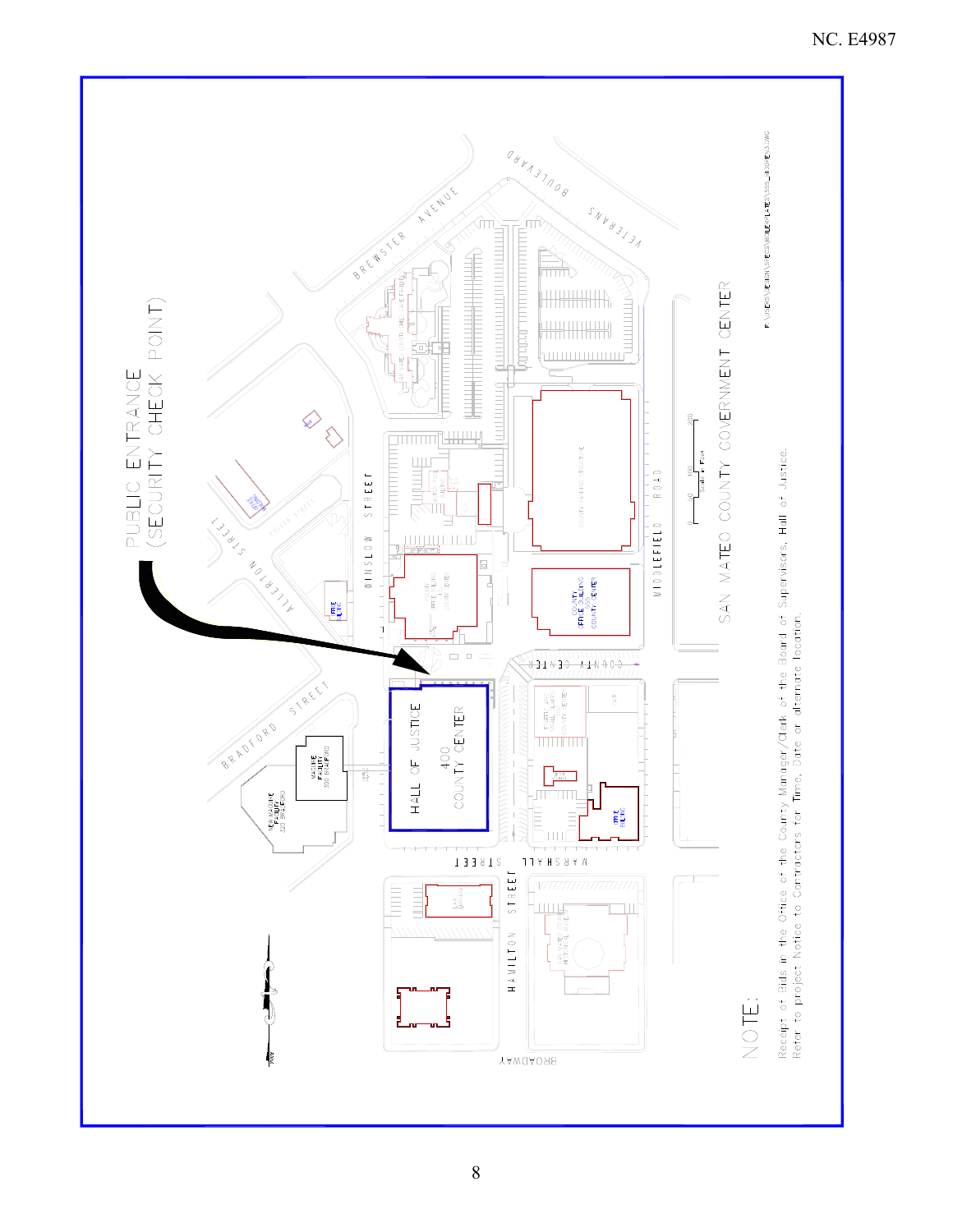NC. E4987

PUBLIC ENTRANCE
(SECURITY CHECK POINT)

HALL OF JUSTICE
400
COUNTY CENTER

BREWSTER AVENUE

VETERANS BOULEVARD

WINSLOW STREET

MIDDLEFIELD ROAD

ALLERTON STREET

BRADFORD STREET

MARSHALL STREET

HAMILTON STREET

BROADWAY

COUNTY CENTER

SAN MATEO COUNTY GOVERNMENT CENTER

NOTE:

Receipt of Bids in the Office of the County Manager/Clerk of the Board of Supervisors, Hall of Justice.
Refer to project Notice to Contractors for Time, Date or alternate location.